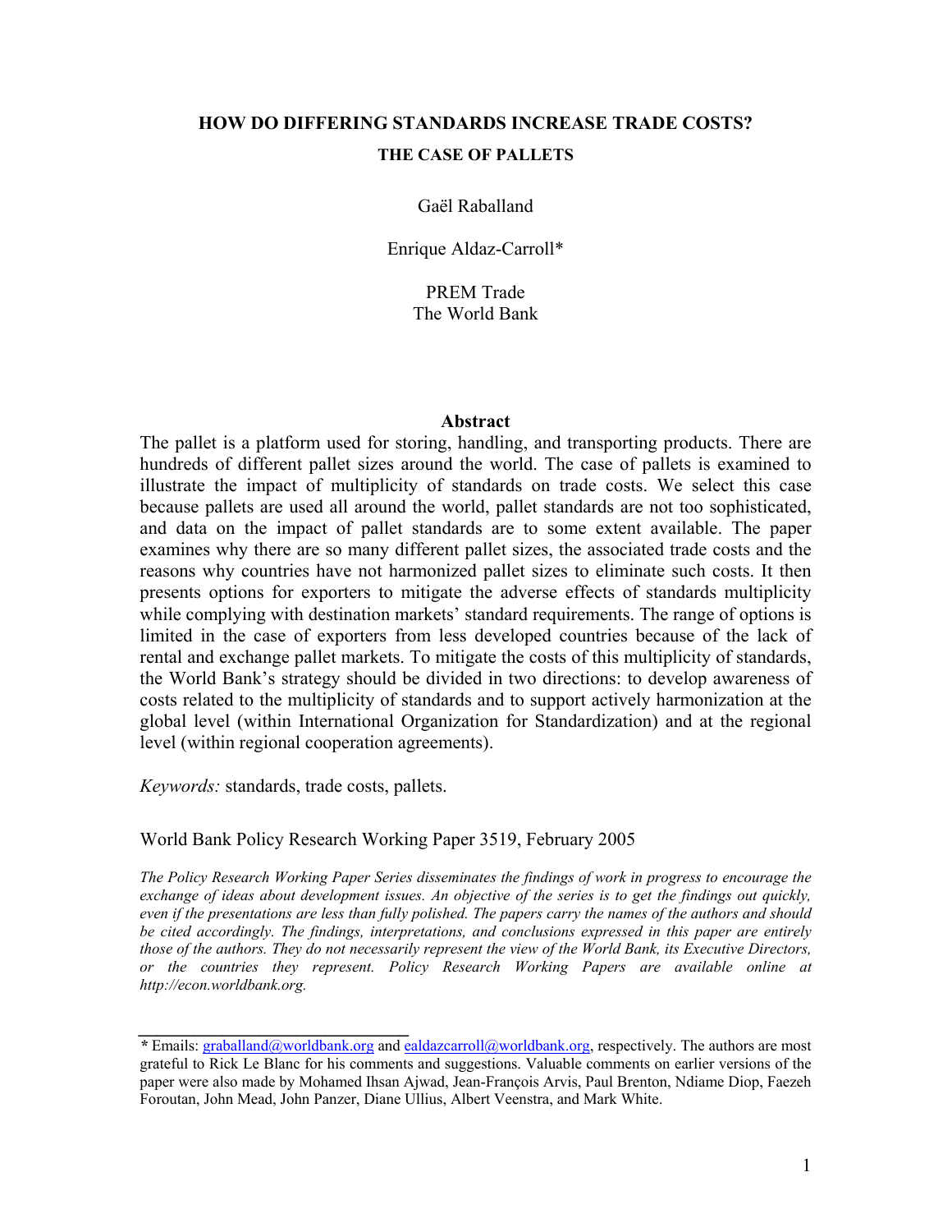# HOW DO DIFFERING STANDARDS INCREASE TRADE COSTS?

## THE CASE OF PALLETS

Gaël Raballand

Enrique Aldaz-Carroll*

PREM Trade
The World Bank

### Abstract

The pallet is a platform used for storing, handling, and transporting products. There are hundreds of different pallet sizes around the world. The case of pallets is examined to illustrate the impact of multiplicity of standards on trade costs. We select this case because pallets are used all around the world, pallet standards are not too sophisticated, and data on the impact of pallet standards are to some extent available. The paper examines why there are so many different pallet sizes, the associated trade costs and the reasons why countries have not harmonized pallet sizes to eliminate such costs. It then presents options for exporters to mitigate the adverse effects of standards multiplicity while complying with destination markets' standard requirements. The range of options is limited in the case of exporters from less developed countries because of the lack of rental and exchange pallet markets. To mitigate the costs of this multiplicity of standards, the World Bank's strategy should be divided in two directions: to develop awareness of costs related to the multiplicity of standards and to support actively harmonization at the global level (within International Organization for Standardization) and at the regional level (within regional cooperation agreements).

*Keywords:* standards, trade costs, pallets.

World Bank Policy Research Working Paper 3519, February 2005

*The Policy Research Working Paper Series disseminates the findings of work in progress to encourage the exchange of ideas about development issues. An objective of the series is to get the findings out quickly, even if the presentations are less than fully polished. The papers carry the names of the authors and should be cited accordingly. The findings, interpretations, and conclusions expressed in this paper are entirely those of the authors. They do not necessarily represent the view of the World Bank, its Executive Directors, or the countries they represent. Policy Research Working Papers are available online at http://econ.worldbank.org.*

---

* Emails: graballand@worldbank.org and ealdazcarroll@worldbank.org, respectively. The authors are most grateful to Rick Le Blanc for his comments and suggestions. Valuable comments on earlier versions of the paper were also made by Mohamed Ihsan Ajwad, Jean-François Arvis, Paul Brenton, Ndiame Diop, Faezeh Foroutan, John Mead, John Panzer, Diane Ullius, Albert Veenstra, and Mark White.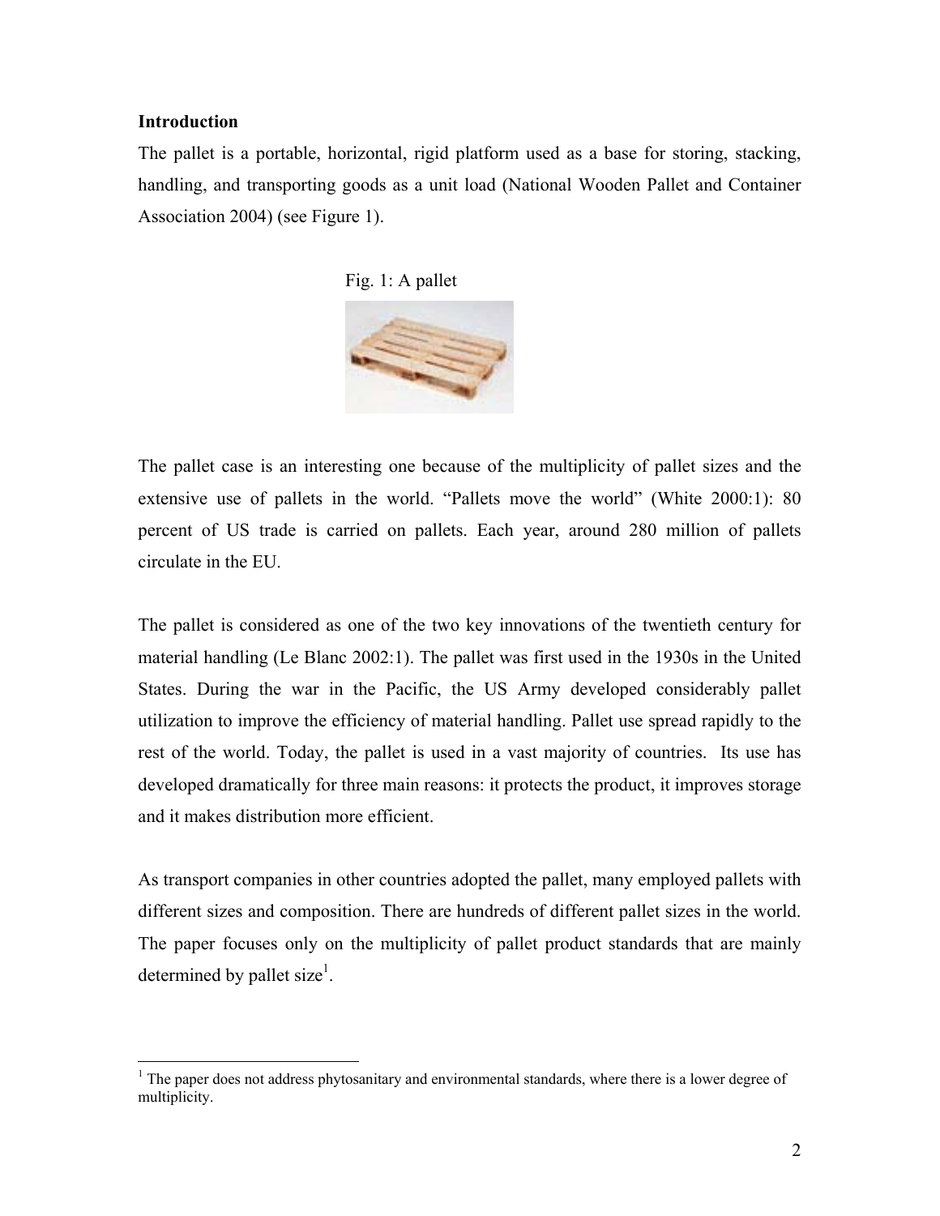**Introduction**

The pallet is a portable, horizontal, rigid platform used as a base for storing, stacking, handling, and transporting goods as a unit load (National Wooden Pallet and Container Association 2004) (see Figure 1).

Fig. 1: A pallet

The pallet case is an interesting one because of the multiplicity of pallet sizes and the extensive use of pallets in the world. "Pallets move the world" (White 2000:1): 80 percent of US trade is carried on pallets. Each year, around 280 million of pallets circulate in the EU.

The pallet is considered as one of the two key innovations of the twentieth century for material handling (Le Blanc 2002:1). The pallet was first used in the 1930s in the United States. During the war in the Pacific, the US Army developed considerably pallet utilization to improve the efficiency of material handling. Pallet use spread rapidly to the rest of the world. Today, the pallet is used in a vast majority of countries. Its use has developed dramatically for three main reasons: it protects the product, it improves storage and it makes distribution more efficient.

As transport companies in other countries adopted the pallet, many employed pallets with different sizes and composition. There are hundreds of different pallet sizes in the world. The paper focuses only on the multiplicity of pallet product standards that are mainly determined by pallet size[1].

[1] The paper does not address phytosanitary and environmental standards, where there is a lower degree of multiplicity.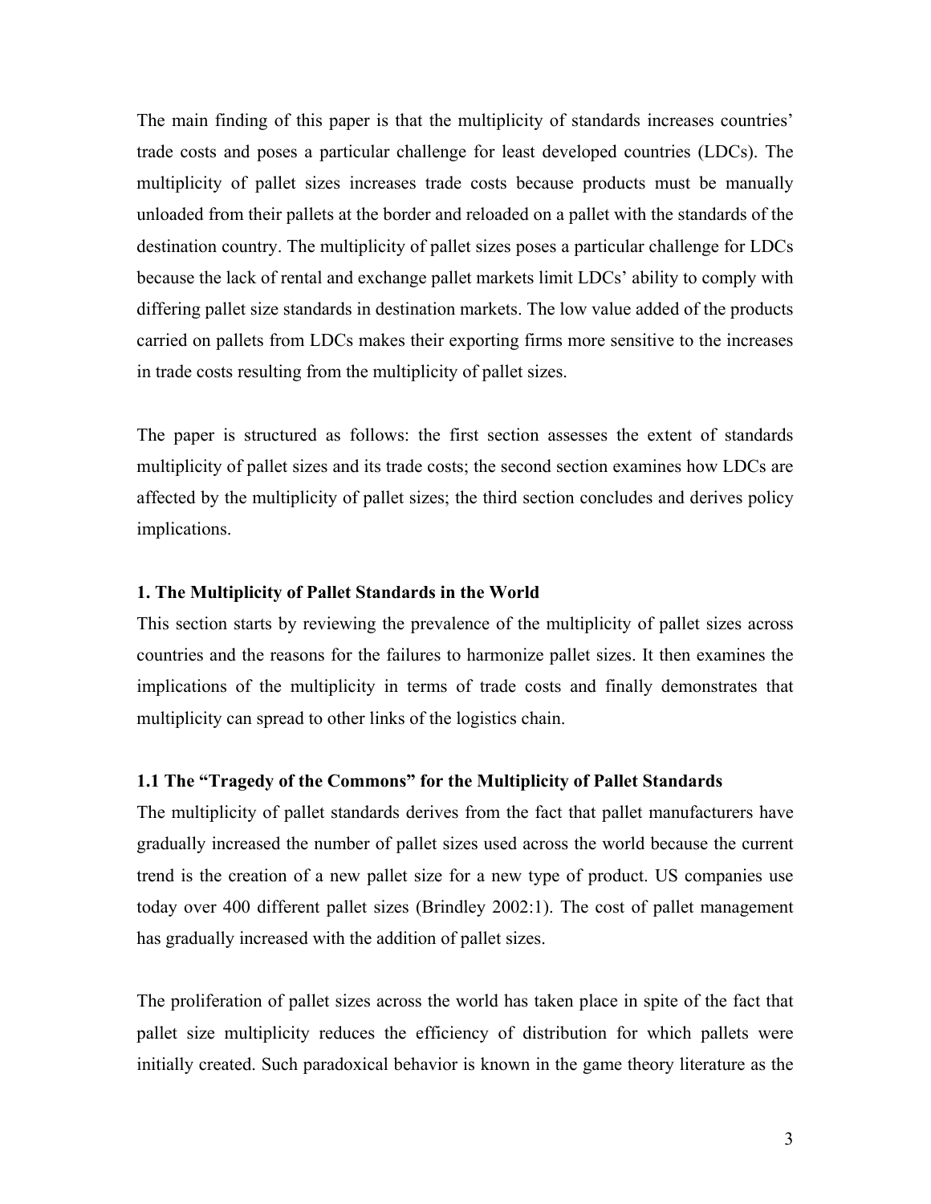The main finding of this paper is that the multiplicity of standards increases countries' trade costs and poses a particular challenge for least developed countries (LDCs). The multiplicity of pallet sizes increases trade costs because products must be manually unloaded from their pallets at the border and reloaded on a pallet with the standards of the destination country. The multiplicity of pallet sizes poses a particular challenge for LDCs because the lack of rental and exchange pallet markets limit LDCs' ability to comply with differing pallet size standards in destination markets. The low value added of the products carried on pallets from LDCs makes their exporting firms more sensitive to the increases in trade costs resulting from the multiplicity of pallet sizes.

The paper is structured as follows: the first section assesses the extent of standards multiplicity of pallet sizes and its trade costs; the second section examines how LDCs are affected by the multiplicity of pallet sizes; the third section concludes and derives policy implications.

## 1. The Multiplicity of Pallet Standards in the World

This section starts by reviewing the prevalence of the multiplicity of pallet sizes across countries and the reasons for the failures to harmonize pallet sizes. It then examines the implications of the multiplicity in terms of trade costs and finally demonstrates that multiplicity can spread to other links of the logistics chain.

### 1.1 The "Tragedy of the Commons" for the Multiplicity of Pallet Standards

The multiplicity of pallet standards derives from the fact that pallet manufacturers have gradually increased the number of pallet sizes used across the world because the current trend is the creation of a new pallet size for a new type of product. US companies use today over 400 different pallet sizes (Brindley 2002:1). The cost of pallet management has gradually increased with the addition of pallet sizes.

The proliferation of pallet sizes across the world has taken place in spite of the fact that pallet size multiplicity reduces the efficiency of distribution for which pallets were initially created. Such paradoxical behavior is known in the game theory literature as the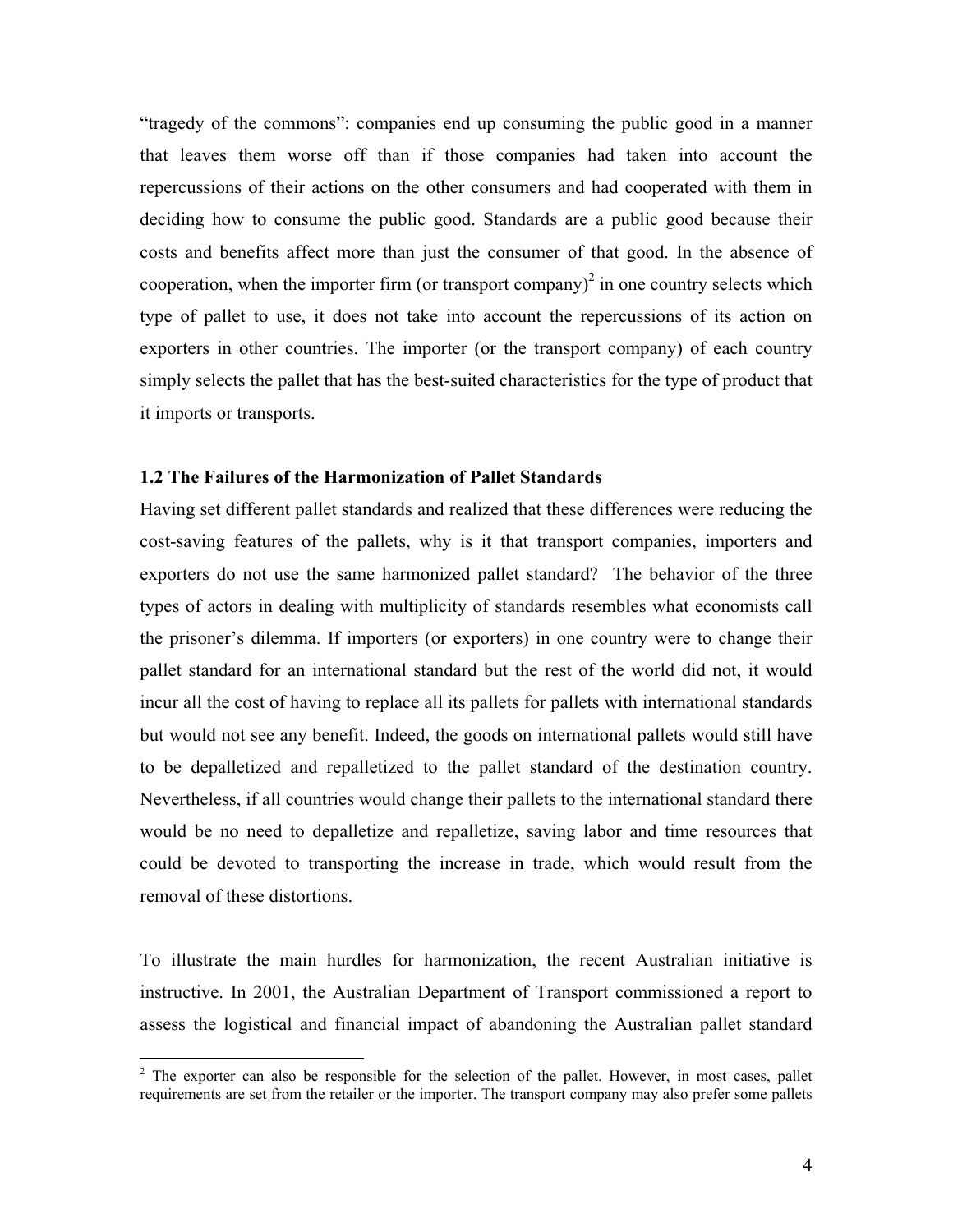"tragedy of the commons": companies end up consuming the public good in a manner that leaves them worse off than if those companies had taken into account the repercussions of their actions on the other consumers and had cooperated with them in deciding how to consume the public good. Standards are a public good because their costs and benefits affect more than just the consumer of that good. In the absence of cooperation, when the importer firm (or transport company)[2] in one country selects which type of pallet to use, it does not take into account the repercussions of its action on exporters in other countries. The importer (or the transport company) of each country simply selects the pallet that has the best-suited characteristics for the type of product that it imports or transports.

### 1.2 The Failures of the Harmonization of Pallet Standards

Having set different pallet standards and realized that these differences were reducing the cost-saving features of the pallets, why is it that transport companies, importers and exporters do not use the same harmonized pallet standard? The behavior of the three types of actors in dealing with multiplicity of standards resembles what economists call the prisoner's dilemma. If importers (or exporters) in one country were to change their pallet standard for an international standard but the rest of the world did not, it would incur all the cost of having to replace all its pallets for pallets with international standards but would not see any benefit. Indeed, the goods on international pallets would still have to be depalletized and repalletized to the pallet standard of the destination country. Nevertheless, if all countries would change their pallets to the international standard there would be no need to depalletize and repalletize, saving labor and time resources that could be devoted to transporting the increase in trade, which would result from the removal of these distortions.

To illustrate the main hurdles for harmonization, the recent Australian initiative is instructive. In 2001, the Australian Department of Transport commissioned a report to assess the logistical and financial impact of abandoning the Australian pallet standard

[2] The exporter can also be responsible for the selection of the pallet. However, in most cases, pallet requirements are set from the retailer or the importer. The transport company may also prefer some pallets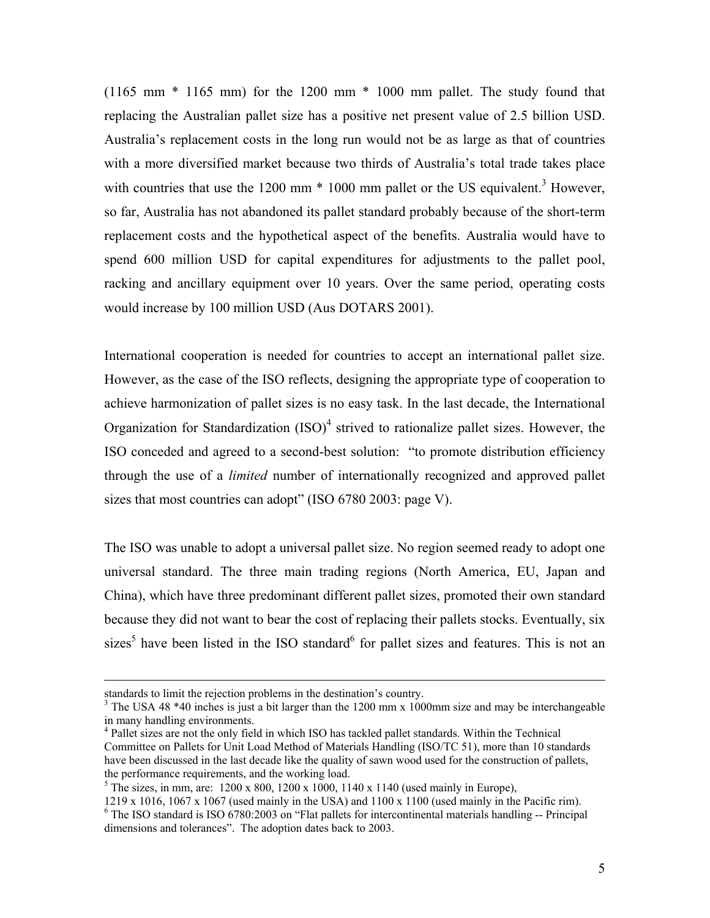(1165 mm * 1165 mm) for the 1200 mm * 1000 mm pallet. The study found that replacing the Australian pallet size has a positive net present value of 2.5 billion USD. Australia's replacement costs in the long run would not be as large as that of countries with a more diversified market because two thirds of Australia's total trade takes place with countries that use the 1200 mm * 1000 mm pallet or the US equivalent.[3] However, so far, Australia has not abandoned its pallet standard probably because of the short-term replacement costs and the hypothetical aspect of the benefits. Australia would have to spend 600 million USD for capital expenditures for adjustments to the pallet pool, racking and ancillary equipment over 10 years. Over the same period, operating costs would increase by 100 million USD (Aus DOTARS 2001).

International cooperation is needed for countries to accept an international pallet size. However, as the case of the ISO reflects, designing the appropriate type of cooperation to achieve harmonization of pallet sizes is no easy task. In the last decade, the International Organization for Standardization (ISO)[4] strived to rationalize pallet sizes. However, the ISO conceded and agreed to a second-best solution: "to promote distribution efficiency through the use of a *limited* number of internationally recognized and approved pallet sizes that most countries can adopt" (ISO 6780 2003: page V).

The ISO was unable to adopt a universal pallet size. No region seemed ready to adopt one universal standard. The three main trading regions (North America, EU, Japan and China), which have three predominant different pallet sizes, promoted their own standard because they did not want to bear the cost of replacing their pallets stocks. Eventually, six sizes[5] have been listed in the ISO standard[6] for pallet sizes and features. This is not an

---

standards to limit the rejection problems in the destination's country.

[3] The USA 48 *40 inches is just a bit larger than the 1200 mm x 1000mm size and may be interchangeable in many handling environments.

[4] Pallet sizes are not the only field in which ISO has tackled pallet standards. Within the Technical Committee on Pallets for Unit Load Method of Materials Handling (ISO/TC 51), more than 10 standards have been discussed in the last decade like the quality of sawn wood used for the construction of pallets, the performance requirements, and the working load.

[5] The sizes, in mm, are: 1200 x 800, 1200 x 1000, 1140 x 1140 (used mainly in Europe), 1219 x 1016, 1067 x 1067 (used mainly in the USA) and 1100 x 1100 (used mainly in the Pacific rim).

[6] The ISO standard is ISO 6780:2003 on "Flat pallets for intercontinental materials handling -- Principal dimensions and tolerances". The adoption dates back to 2003.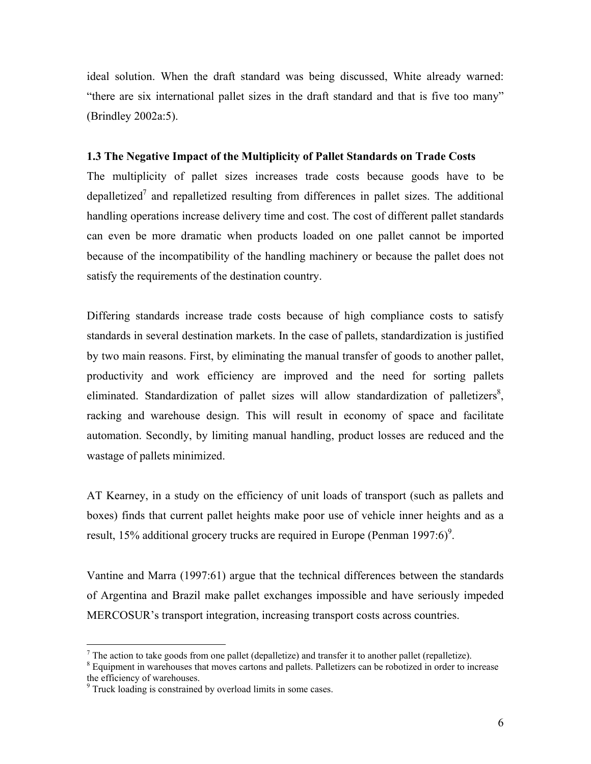ideal solution. When the draft standard was being discussed, White already warned: "there are six international pallet sizes in the draft standard and that is five too many" (Brindley 2002a:5).

### 1.3 The Negative Impact of the Multiplicity of Pallet Standards on Trade Costs

The multiplicity of pallet sizes increases trade costs because goods have to be depalletized[7] and repalletized resulting from differences in pallet sizes. The additional handling operations increase delivery time and cost. The cost of different pallet standards can even be more dramatic when products loaded on one pallet cannot be imported because of the incompatibility of the handling machinery or because the pallet does not satisfy the requirements of the destination country.

Differing standards increase trade costs because of high compliance costs to satisfy standards in several destination markets. In the case of pallets, standardization is justified by two main reasons. First, by eliminating the manual transfer of goods to another pallet, productivity and work efficiency are improved and the need for sorting pallets eliminated. Standardization of pallet sizes will allow standardization of palletizers[8], racking and warehouse design. This will result in economy of space and facilitate automation. Secondly, by limiting manual handling, product losses are reduced and the wastage of pallets minimized.

AT Kearney, in a study on the efficiency of unit loads of transport (such as pallets and boxes) finds that current pallet heights make poor use of vehicle inner heights and as a result, 15% additional grocery trucks are required in Europe (Penman 1997:6)[9].

Vantine and Marra (1997:61) argue that the technical differences between the standards of Argentina and Brazil make pallet exchanges impossible and have seriously impeded MERCOSUR's transport integration, increasing transport costs across countries.

---

[7] The action to take goods from one pallet (depalletize) and transfer it to another pallet (repalletize).

[8] Equipment in warehouses that moves cartons and pallets. Palletizers can be robotized in order to increase the efficiency of warehouses.

[9] Truck loading is constrained by overload limits in some cases.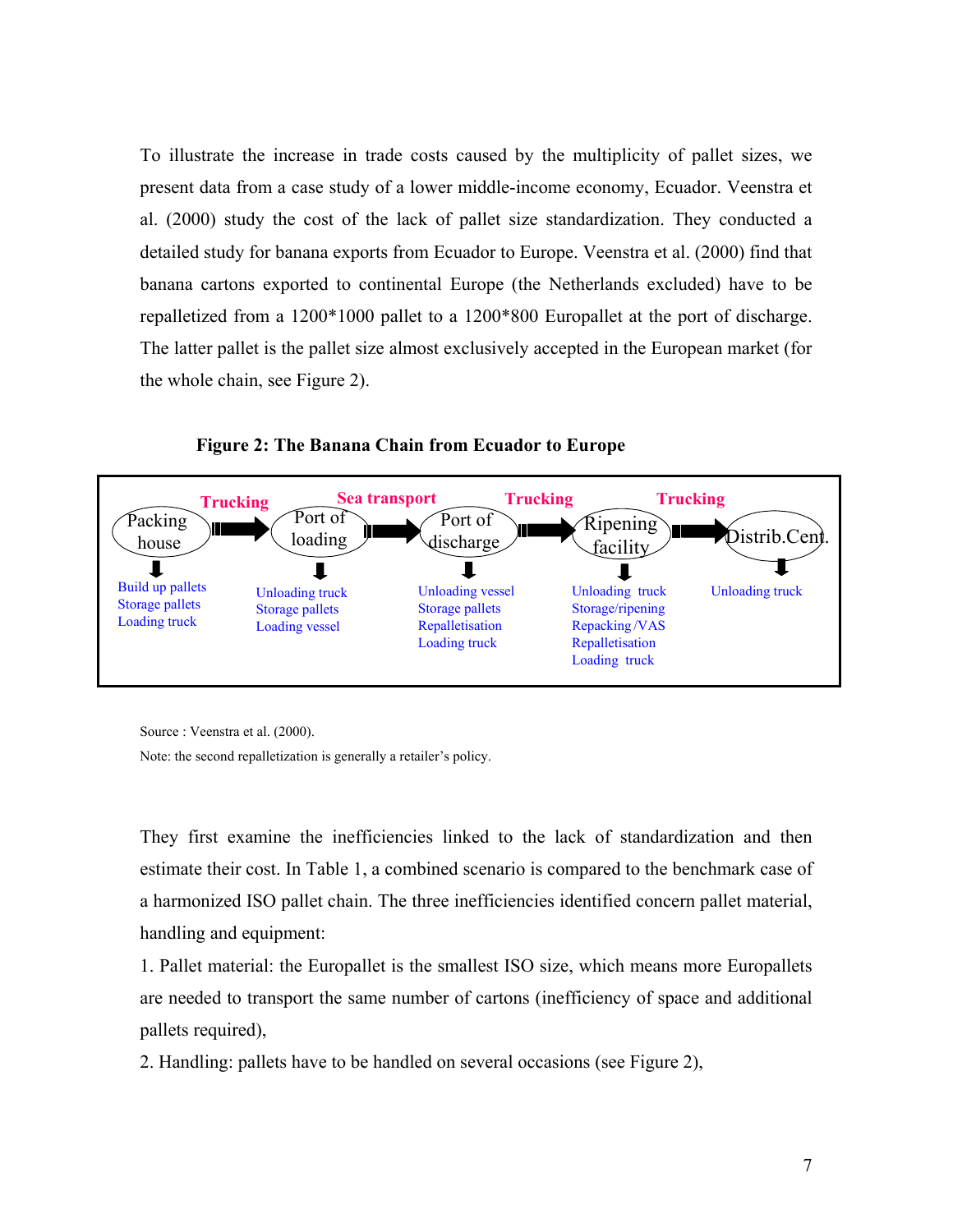To illustrate the increase in trade costs caused by the multiplicity of pallet sizes, we present data from a case study of a lower middle-income economy, Ecuador. Veenstra et al. (2000) study the cost of the lack of pallet size standardization. They conducted a detailed study for banana exports from Ecuador to Europe. Veenstra et al. (2000) find that banana cartons exported to continental Europe (the Netherlands excluded) have to be repalletized from a 1200*1000 pallet to a 1200*800 Europallet at the port of discharge. The latter pallet is the pallet size almost exclusively accepted in the European market (for the whole chain, see Figure 2).

**Figure 2: The Banana Chain from Ecuador to Europe**

| Packing house | Trucking | Port of loading | Sea transport | Port of discharge | Trucking | Ripening facility | Trucking | Distrib.Cent. |
|---|---|---|---|---|---|---|---|---|
| Build up pallets<br>Storage pallets<br>Loading truck | | Unloading truck<br>Storage pallets<br>Loading vessel | | Unloading vessel<br>Storage pallets<br>Repalletisation<br>Loading truck | | Unloading truck<br>Storage/ripening<br>Repacking/VAS<br>Repalletisation<br>Loading truck | | Unloading truck |

Source : Veenstra et al. (2000).

Note: the second repalletization is generally a retailer's policy.

They first examine the inefficiencies linked to the lack of standardization and then estimate their cost. In Table 1, a combined scenario is compared to the benchmark case of a harmonized ISO pallet chain. The three inefficiencies identified concern pallet material, handling and equipment:

1. Pallet material: the Europallet is the smallest ISO size, which means more Europallets are needed to transport the same number of cartons (inefficiency of space and additional pallets required),
2. Handling: pallets have to be handled on several occasions (see Figure 2),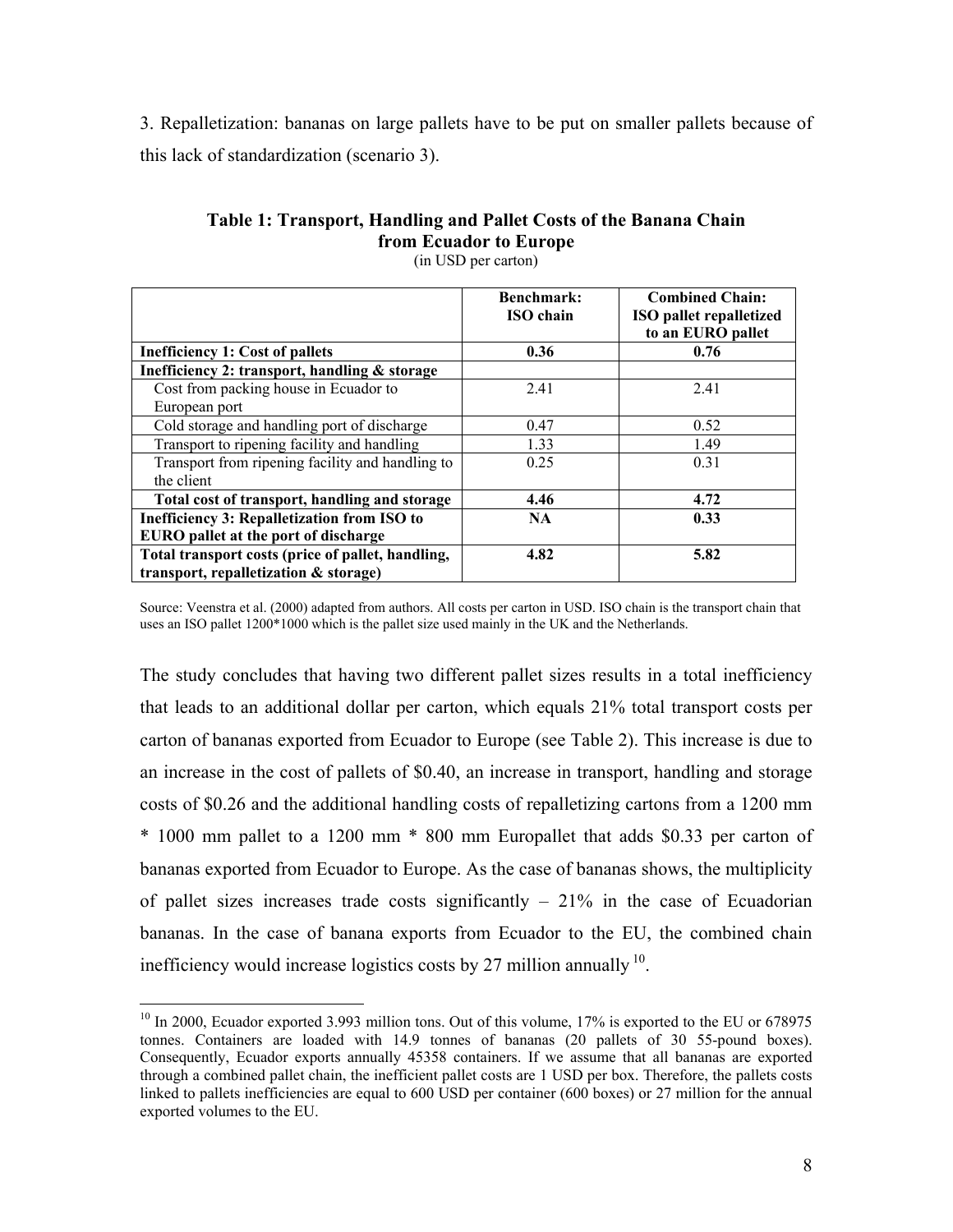3. Repalletization: bananas on large pallets have to be put on smaller pallets because of this lack of standardization (scenario 3).

**Table 1: Transport, Handling and Pallet Costs of the Banana Chain from Ecuador to Europe**

(in USD per carton)

| | **Benchmark: ISO chain** | **Combined Chain: ISO pallet repalletized to an EURO pallet** |
|---|---|---|
| **Inefficiency 1: Cost of pallets** | **0.36** | **0.76** |
| **Inefficiency 2: transport, handling & storage** | | |
| Cost from packing house in Ecuador to European port | 2.41 | 2.41 |
| Cold storage and handling port of discharge | 0.47 | 0.52 |
| Transport to ripening facility and handling | 1.33 | 1.49 |
| Transport from ripening facility and handling to the client | 0.25 | 0.31 |
| **Total cost of transport, handling and storage** | **4.46** | **4.72** |
| **Inefficiency 3: Repalletization from ISO to EURO pallet at the port of discharge** | **NA** | **0.33** |
| **Total transport costs (price of pallet, handling, transport, repalletization & storage)** | **4.82** | **5.82** |

Source: Veenstra et al. (2000) adapted from authors. All costs per carton in USD. ISO chain is the transport chain that uses an ISO pallet 1200*1000 which is the pallet size used mainly in the UK and the Netherlands.

The study concludes that having two different pallet sizes results in a total inefficiency that leads to an additional dollar per carton, which equals 21% total transport costs per carton of bananas exported from Ecuador to Europe (see Table 2). This increase is due to an increase in the cost of pallets of \$0.40, an increase in transport, handling and storage costs of \$0.26 and the additional handling costs of repalletizing cartons from a 1200 mm * 1000 mm pallet to a 1200 mm * 800 mm Europallet that adds \$0.33 per carton of bananas exported from Ecuador to Europe. As the case of bananas shows, the multiplicity of pallet sizes increases trade costs significantly – 21% in the case of Ecuadorian bananas. In the case of banana exports from Ecuador to the EU, the combined chain inefficiency would increase logistics costs by 27 million annually [10].

[10] In 2000, Ecuador exported 3.993 million tons. Out of this volume, 17% is exported to the EU or 678975 tonnes. Containers are loaded with 14.9 tonnes of bananas (20 pallets of 30 55-pound boxes). Consequently, Ecuador exports annually 45358 containers. If we assume that all bananas are exported through a combined pallet chain, the inefficient pallet costs are 1 USD per box. Therefore, the pallets costs linked to pallets inefficiencies are equal to 600 USD per container (600 boxes) or 27 million for the annual exported volumes to the EU.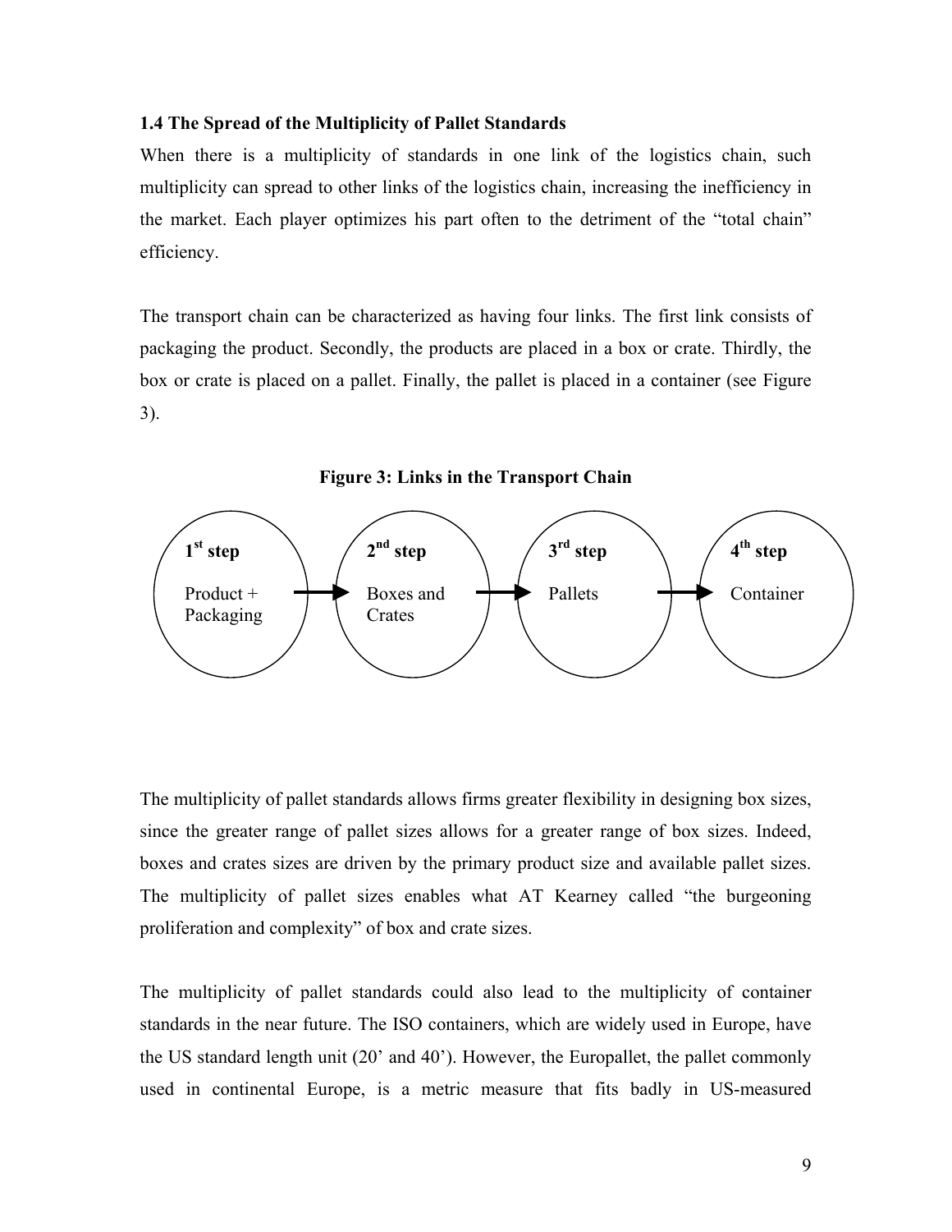### 1.4 The Spread of the Multiplicity of Pallet Standards

When there is a multiplicity of standards in one link of the logistics chain, such multiplicity can spread to other links of the logistics chain, increasing the inefficiency in the market. Each player optimizes his part often to the detriment of the "total chain" efficiency.

The transport chain can be characterized as having four links. The first link consists of packaging the product. Secondly, the products are placed in a box or crate. Thirdly, the box or crate is placed on a pallet. Finally, the pallet is placed in a container (see Figure 3).

**Figure 3: Links in the Transport Chain**

**1st step** Product + Packaging → **2nd step** Boxes and Crates → **3rd step** Pallets → **4th step** Container

The multiplicity of pallet standards allows firms greater flexibility in designing box sizes, since the greater range of pallet sizes allows for a greater range of box sizes. Indeed, boxes and crates sizes are driven by the primary product size and available pallet sizes. The multiplicity of pallet sizes enables what AT Kearney called "the burgeoning proliferation and complexity" of box and crate sizes.

The multiplicity of pallet standards could also lead to the multiplicity of container standards in the near future. The ISO containers, which are widely used in Europe, have the US standard length unit (20' and 40'). However, the Europallet, the pallet commonly used in continental Europe, is a metric measure that fits badly in US-measured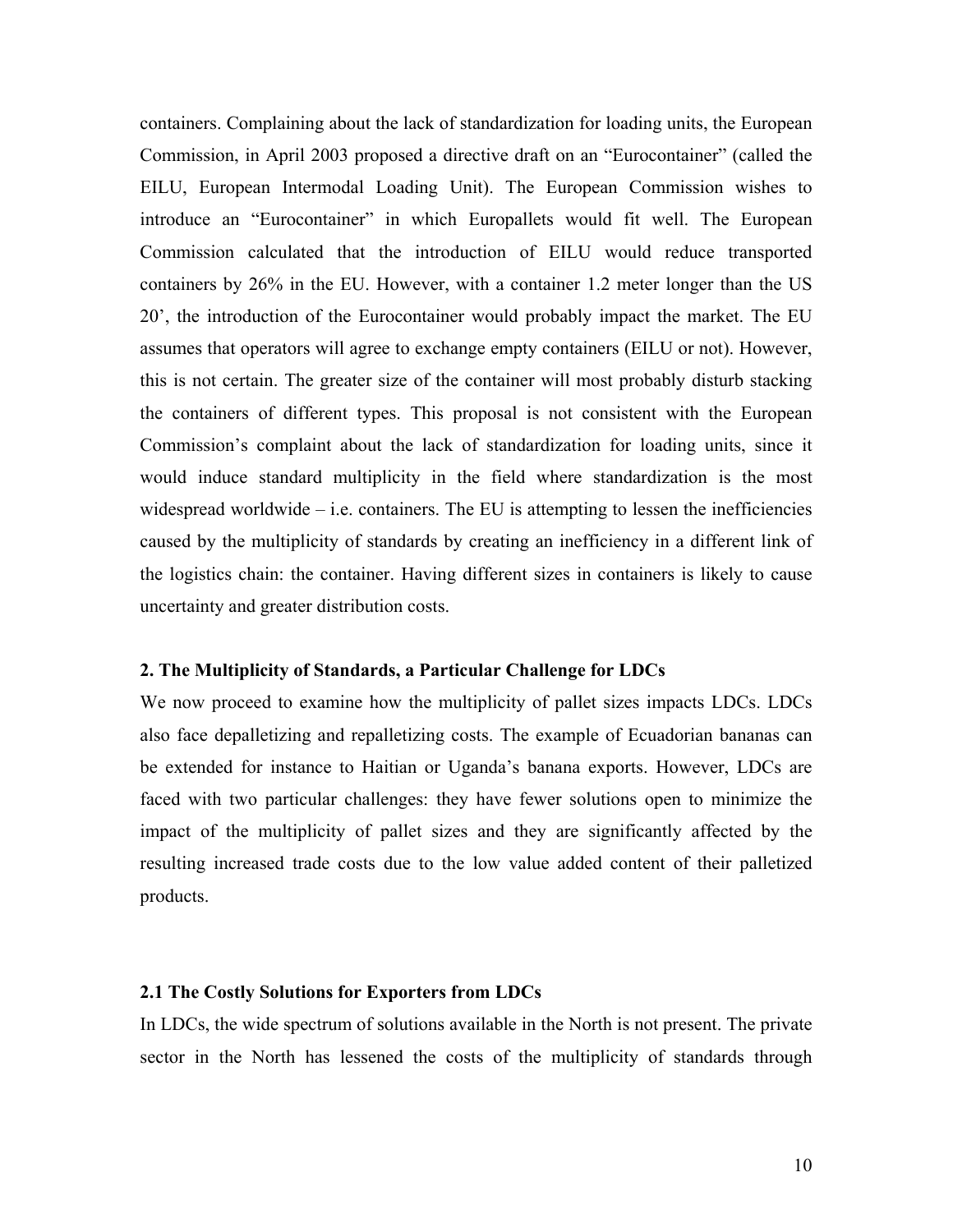containers. Complaining about the lack of standardization for loading units, the European Commission, in April 2003 proposed a directive draft on an "Eurocontainer" (called the EILU, European Intermodal Loading Unit). The European Commission wishes to introduce an "Eurocontainer" in which Europallets would fit well. The European Commission calculated that the introduction of EILU would reduce transported containers by 26% in the EU. However, with a container 1.2 meter longer than the US 20', the introduction of the Eurocontainer would probably impact the market. The EU assumes that operators will agree to exchange empty containers (EILU or not). However, this is not certain. The greater size of the container will most probably disturb stacking the containers of different types. This proposal is not consistent with the European Commission's complaint about the lack of standardization for loading units, since it would induce standard multiplicity in the field where standardization is the most widespread worldwide – i.e. containers. The EU is attempting to lessen the inefficiencies caused by the multiplicity of standards by creating an inefficiency in a different link of the logistics chain: the container. Having different sizes in containers is likely to cause uncertainty and greater distribution costs.

## 2. The Multiplicity of Standards, a Particular Challenge for LDCs

We now proceed to examine how the multiplicity of pallet sizes impacts LDCs. LDCs also face depalletizing and repalletizing costs. The example of Ecuadorian bananas can be extended for instance to Haitian or Uganda's banana exports. However, LDCs are faced with two particular challenges: they have fewer solutions open to minimize the impact of the multiplicity of pallet sizes and they are significantly affected by the resulting increased trade costs due to the low value added content of their palletized products.

### 2.1 The Costly Solutions for Exporters from LDCs

In LDCs, the wide spectrum of solutions available in the North is not present. The private sector in the North has lessened the costs of the multiplicity of standards through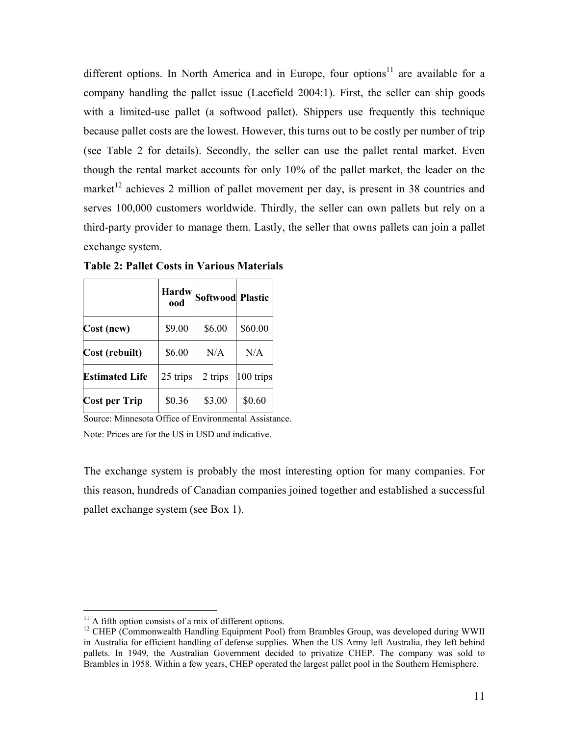different options. In North America and in Europe, four options[11] are available for a company handling the pallet issue (Lacefield 2004:1). First, the seller can ship goods with a limited-use pallet (a softwood pallet). Shippers use frequently this technique because pallet costs are the lowest. However, this turns out to be costly per number of trip (see Table 2 for details). Secondly, the seller can use the pallet rental market. Even though the rental market accounts for only 10% of the pallet market, the leader on the market[12] achieves 2 million of pallet movement per day, is present in 38 countries and serves 100,000 customers worldwide. Thirdly, the seller can own pallets but rely on a third-party provider to manage them. Lastly, the seller that owns pallets can join a pallet exchange system.

**Table 2: Pallet Costs in Various Materials**

| | **Hardwood** | **Softwood** | **Plastic** |
|---|---|---|---|
| **Cost (new)** | $9.00 | $6.00 | $60.00 |
| **Cost (rebuilt)** | $6.00 | N/A | N/A |
| **Estimated Life** | 25 trips | 2 trips | 100 trips |
| **Cost per Trip** | $0.36 | $3.00 | $0.60 |

Source: Minnesota Office of Environmental Assistance.

Note: Prices are for the US in USD and indicative.

The exchange system is probably the most interesting option for many companies. For this reason, hundreds of Canadian companies joined together and established a successful pallet exchange system (see Box 1).

[11] A fifth option consists of a mix of different options.

[12] CHEP (Commonwealth Handling Equipment Pool) from Brambles Group, was developed during WWII in Australia for efficient handling of defense supplies. When the US Army left Australia, they left behind pallets. In 1949, the Australian Government decided to privatize CHEP. The company was sold to Brambles in 1958. Within a few years, CHEP operated the largest pallet pool in the Southern Hemisphere.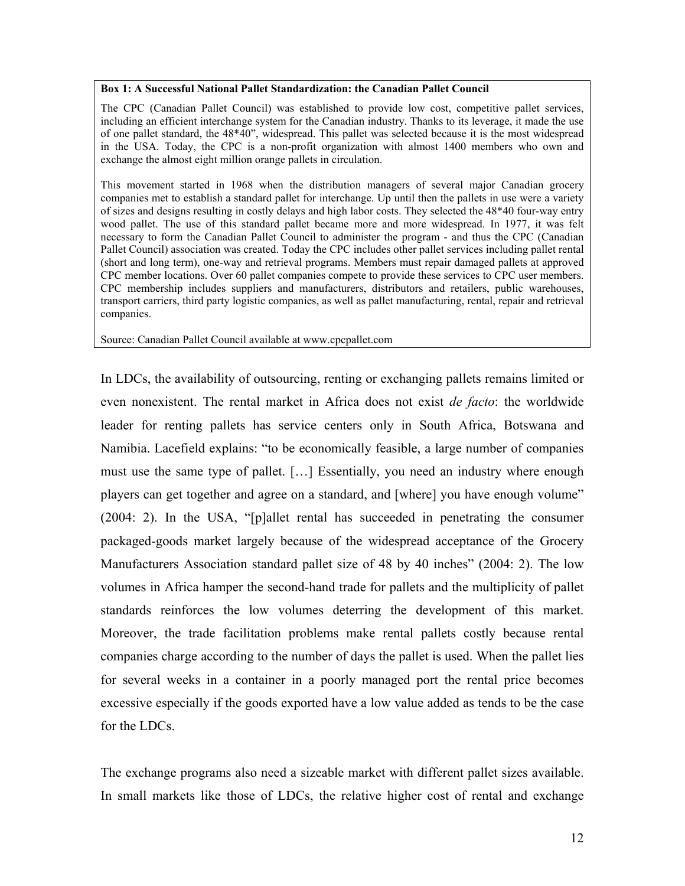**Box 1: A Successful National Pallet Standardization: the Canadian Pallet Council**

The CPC (Canadian Pallet Council) was established to provide low cost, competitive pallet services, including an efficient interchange system for the Canadian industry. Thanks to its leverage, it made the use of one pallet standard, the 48*40", widespread. This pallet was selected because it is the most widespread in the USA. Today, the CPC is a non-profit organization with almost 1400 members who own and exchange the almost eight million orange pallets in circulation.

This movement started in 1968 when the distribution managers of several major Canadian grocery companies met to establish a standard pallet for interchange. Up until then the pallets in use were a variety of sizes and designs resulting in costly delays and high labor costs. They selected the 48*40 four-way entry wood pallet. The use of this standard pallet became more and more widespread. In 1977, it was felt necessary to form the Canadian Pallet Council to administer the program - and thus the CPC (Canadian Pallet Council) association was created. Today the CPC includes other pallet services including pallet rental (short and long term), one-way and retrieval programs. Members must repair damaged pallets at approved CPC member locations. Over 60 pallet companies compete to provide these services to CPC user members. CPC membership includes suppliers and manufacturers, distributors and retailers, public warehouses, transport carriers, third party logistic companies, as well as pallet manufacturing, rental, repair and retrieval companies.

Source: Canadian Pallet Council available at www.cpcpallet.com

In LDCs, the availability of outsourcing, renting or exchanging pallets remains limited or even nonexistent. The rental market in Africa does not exist *de facto*: the worldwide leader for renting pallets has service centers only in South Africa, Botswana and Namibia. Lacefield explains: "to be economically feasible, a large number of companies must use the same type of pallet. […] Essentially, you need an industry where enough players can get together and agree on a standard, and [where] you have enough volume" (2004: 2). In the USA, "[p]allet rental has succeeded in penetrating the consumer packaged-goods market largely because of the widespread acceptance of the Grocery Manufacturers Association standard pallet size of 48 by 40 inches" (2004: 2). The low volumes in Africa hamper the second-hand trade for pallets and the multiplicity of pallet standards reinforces the low volumes deterring the development of this market. Moreover, the trade facilitation problems make rental pallets costly because rental companies charge according to the number of days the pallet is used. When the pallet lies for several weeks in a container in a poorly managed port the rental price becomes excessive especially if the goods exported have a low value added as tends to be the case for the LDCs.

The exchange programs also need a sizeable market with different pallet sizes available. In small markets like those of LDCs, the relative higher cost of rental and exchange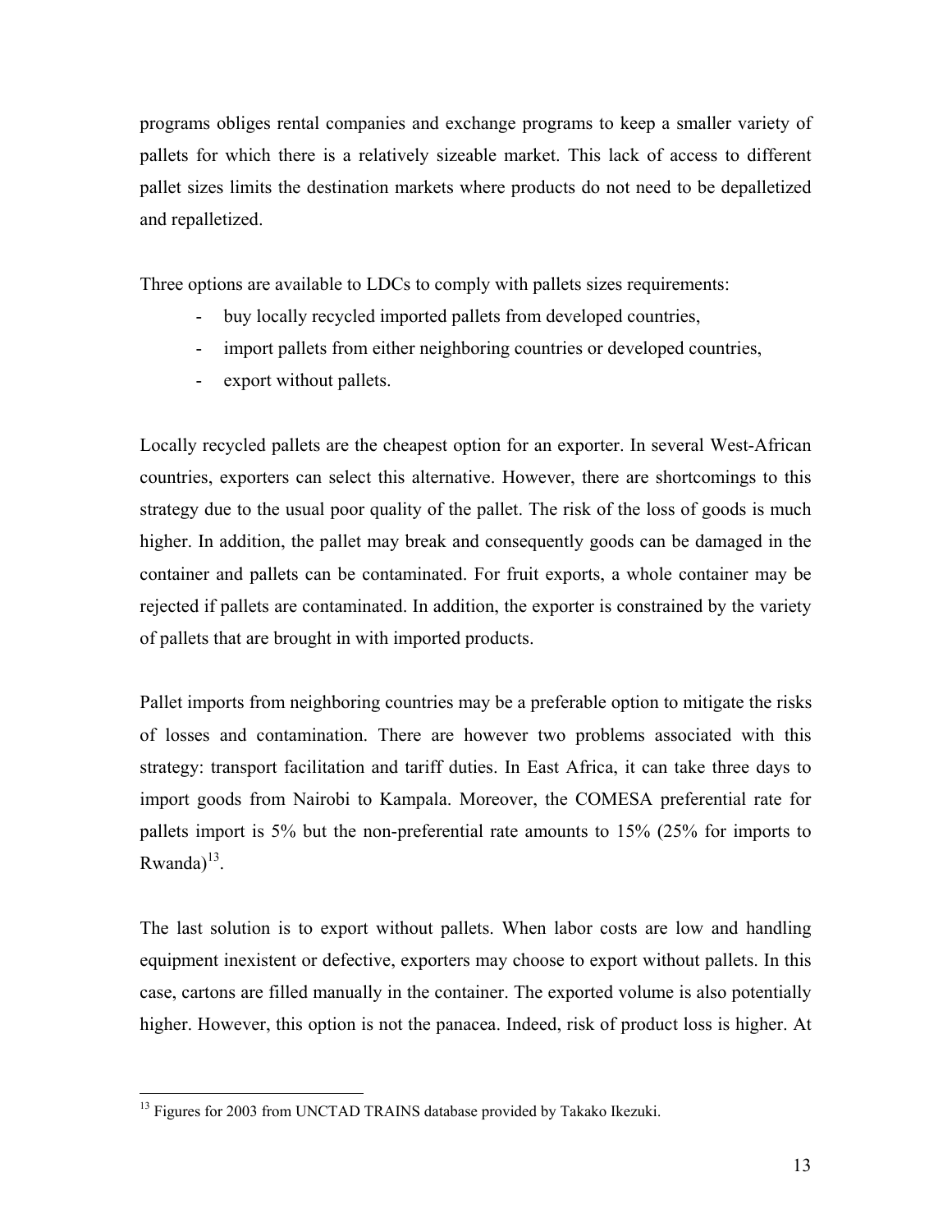programs obliges rental companies and exchange programs to keep a smaller variety of pallets for which there is a relatively sizeable market. This lack of access to different pallet sizes limits the destination markets where products do not need to be depalletized and repalletized.

Three options are available to LDCs to comply with pallets sizes requirements:

- buy locally recycled imported pallets from developed countries,
- import pallets from either neighboring countries or developed countries,
- export without pallets.

Locally recycled pallets are the cheapest option for an exporter. In several West-African countries, exporters can select this alternative. However, there are shortcomings to this strategy due to the usual poor quality of the pallet. The risk of the loss of goods is much higher. In addition, the pallet may break and consequently goods can be damaged in the container and pallets can be contaminated. For fruit exports, a whole container may be rejected if pallets are contaminated. In addition, the exporter is constrained by the variety of pallets that are brought in with imported products.

Pallet imports from neighboring countries may be a preferable option to mitigate the risks of losses and contamination. There are however two problems associated with this strategy: transport facilitation and tariff duties. In East Africa, it can take three days to import goods from Nairobi to Kampala. Moreover, the COMESA preferential rate for pallets import is 5% but the non-preferential rate amounts to 15% (25% for imports to Rwanda)[13].

The last solution is to export without pallets. When labor costs are low and handling equipment inexistent or defective, exporters may choose to export without pallets. In this case, cartons are filled manually in the container. The exported volume is also potentially higher. However, this option is not the panacea. Indeed, risk of product loss is higher. At

[13] Figures for 2003 from UNCTAD TRAINS database provided by Takako Ikezuki.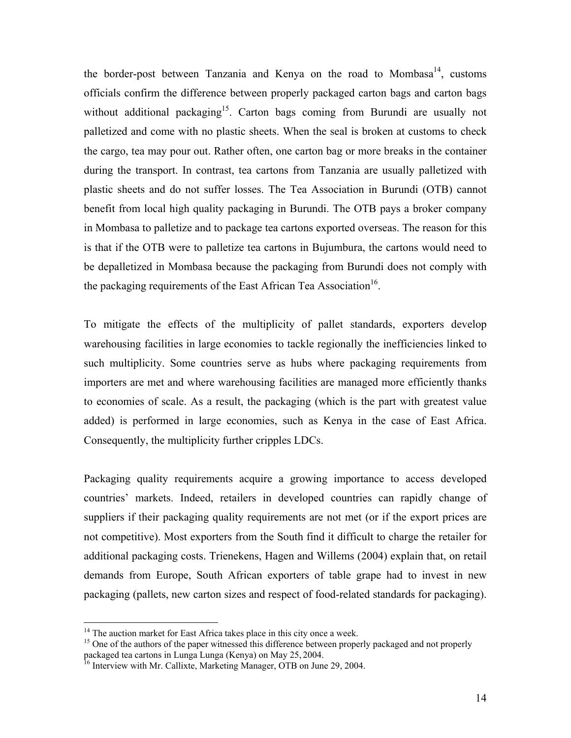the border-post between Tanzania and Kenya on the road to Mombasa[14], customs officials confirm the difference between properly packaged carton bags and carton bags without additional packaging[15]. Carton bags coming from Burundi are usually not palletized and come with no plastic sheets. When the seal is broken at customs to check the cargo, tea may pour out. Rather often, one carton bag or more breaks in the container during the transport. In contrast, tea cartons from Tanzania are usually palletized with plastic sheets and do not suffer losses. The Tea Association in Burundi (OTB) cannot benefit from local high quality packaging in Burundi. The OTB pays a broker company in Mombasa to palletize and to package tea cartons exported overseas. The reason for this is that if the OTB were to palletize tea cartons in Bujumbura, the cartons would need to be depalletized in Mombasa because the packaging from Burundi does not comply with the packaging requirements of the East African Tea Association[16].

To mitigate the effects of the multiplicity of pallet standards, exporters develop warehousing facilities in large economies to tackle regionally the inefficiencies linked to such multiplicity. Some countries serve as hubs where packaging requirements from importers are met and where warehousing facilities are managed more efficiently thanks to economies of scale. As a result, the packaging (which is the part with greatest value added) is performed in large economies, such as Kenya in the case of East Africa. Consequently, the multiplicity further cripples LDCs.

Packaging quality requirements acquire a growing importance to access developed countries' markets. Indeed, retailers in developed countries can rapidly change of suppliers if their packaging quality requirements are not met (or if the export prices are not competitive). Most exporters from the South find it difficult to charge the retailer for additional packaging costs. Trienekens, Hagen and Willems (2004) explain that, on retail demands from Europe, South African exporters of table grape had to invest in new packaging (pallets, new carton sizes and respect of food-related standards for packaging).

---

[14] The auction market for East Africa takes place in this city once a week.

[15] One of the authors of the paper witnessed this difference between properly packaged and not properly packaged tea cartons in Lunga Lunga (Kenya) on May 25, 2004.

[16] Interview with Mr. Callixte, Marketing Manager, OTB on June 29, 2004.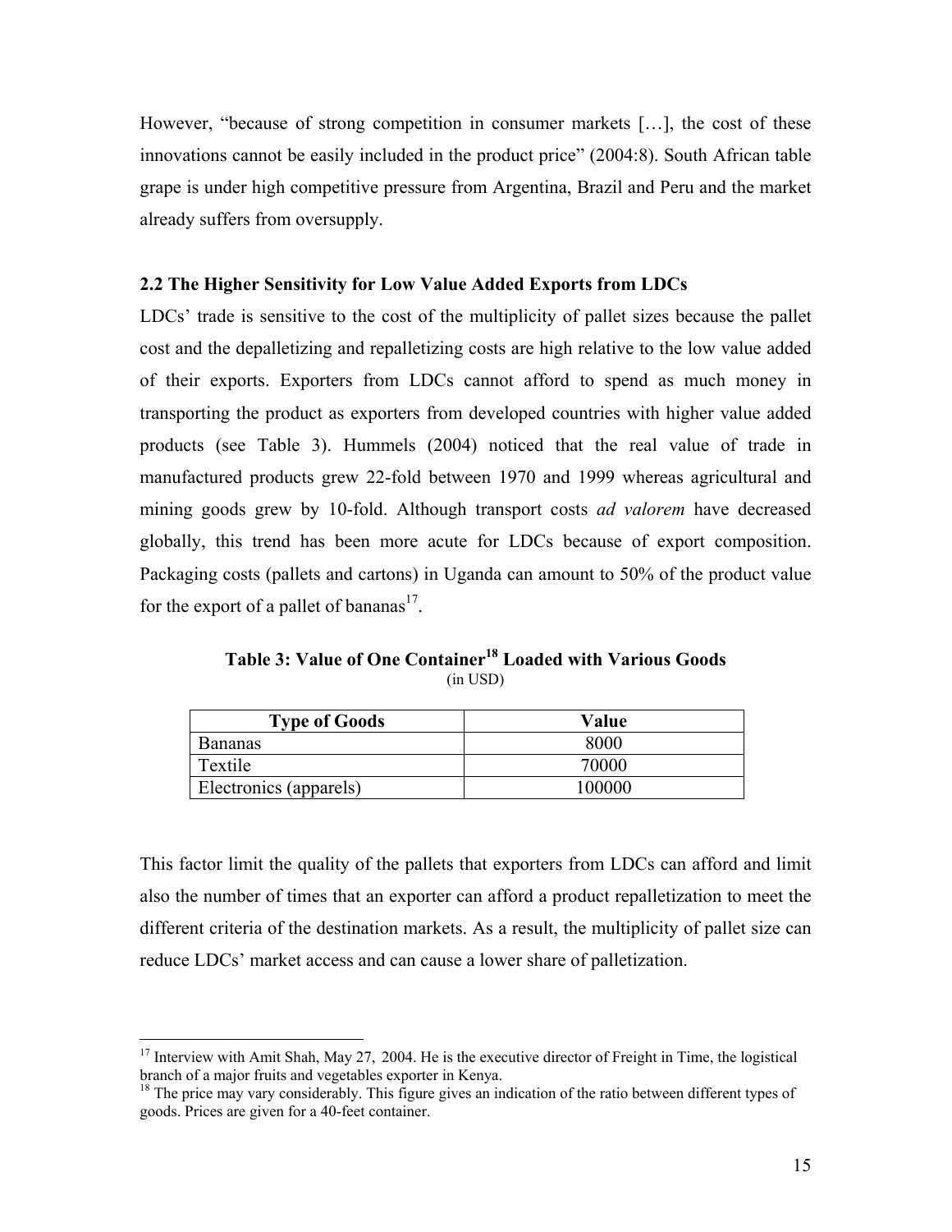However, "because of strong competition in consumer markets […], the cost of these innovations cannot be easily included in the product price" (2004:8). South African table grape is under high competitive pressure from Argentina, Brazil and Peru and the market already suffers from oversupply.

### 2.2 The Higher Sensitivity for Low Value Added Exports from LDCs

LDCs' trade is sensitive to the cost of the multiplicity of pallet sizes because the pallet cost and the depalletizing and repalletizing costs are high relative to the low value added of their exports. Exporters from LDCs cannot afford to spend as much money in transporting the product as exporters from developed countries with higher value added products (see Table 3). Hummels (2004) noticed that the real value of trade in manufactured products grew 22-fold between 1970 and 1999 whereas agricultural and mining goods grew by 10-fold. Although transport costs *ad valorem* have decreased globally, this trend has been more acute for LDCs because of export composition. Packaging costs (pallets and cartons) in Uganda can amount to 50% of the product value for the export of a pallet of bananas[17].

**Table 3: Value of One Container[18] Loaded with Various Goods**
(in USD)

| Type of Goods | Value |
|---|---|
| Bananas | 8000 |
| Textile | 70000 |
| Electronics (apparels) | 100000 |

This factor limit the quality of the pallets that exporters from LDCs can afford and limit also the number of times that an exporter can afford a product repalletization to meet the different criteria of the destination markets. As a result, the multiplicity of pallet size can reduce LDCs' market access and can cause a lower share of palletization.

[17] Interview with Amit Shah, May 27, 2004. He is the executive director of Freight in Time, the logistical branch of a major fruits and vegetables exporter in Kenya.

[18] The price may vary considerably. This figure gives an indication of the ratio between different types of goods. Prices are given for a 40-feet container.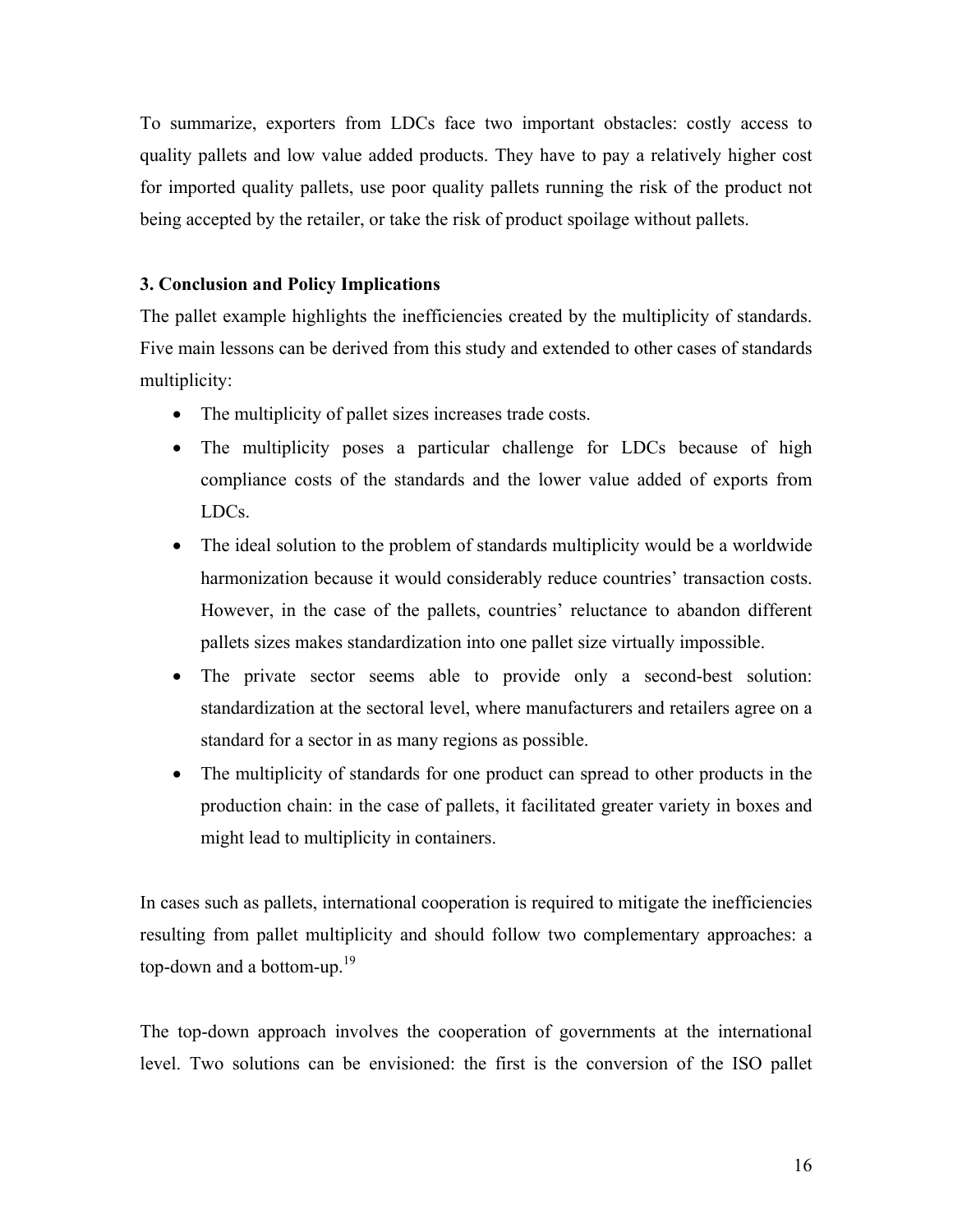To summarize, exporters from LDCs face two important obstacles: costly access to quality pallets and low value added products. They have to pay a relatively higher cost for imported quality pallets, use poor quality pallets running the risk of the product not being accepted by the retailer, or take the risk of product spoilage without pallets.

### 3. Conclusion and Policy Implications

The pallet example highlights the inefficiencies created by the multiplicity of standards. Five main lessons can be derived from this study and extended to other cases of standards multiplicity:

- The multiplicity of pallet sizes increases trade costs.
- The multiplicity poses a particular challenge for LDCs because of high compliance costs of the standards and the lower value added of exports from LDCs.
- The ideal solution to the problem of standards multiplicity would be a worldwide harmonization because it would considerably reduce countries' transaction costs. However, in the case of the pallets, countries' reluctance to abandon different pallets sizes makes standardization into one pallet size virtually impossible.
- The private sector seems able to provide only a second-best solution: standardization at the sectoral level, where manufacturers and retailers agree on a standard for a sector in as many regions as possible.
- The multiplicity of standards for one product can spread to other products in the production chain: in the case of pallets, it facilitated greater variety in boxes and might lead to multiplicity in containers.

In cases such as pallets, international cooperation is required to mitigate the inefficiencies resulting from pallet multiplicity and should follow two complementary approaches: a top-down and a bottom-up.[19]

The top-down approach involves the cooperation of governments at the international level. Two solutions can be envisioned: the first is the conversion of the ISO pallet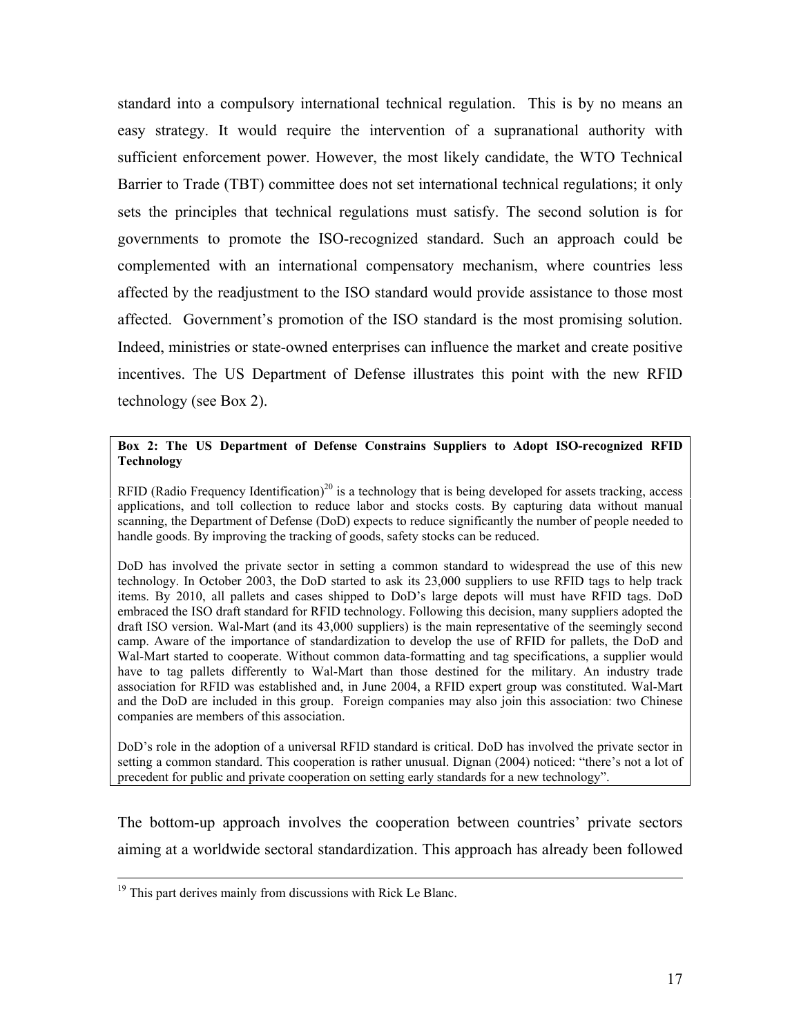standard into a compulsory international technical regulation. This is by no means an easy strategy. It would require the intervention of a supranational authority with sufficient enforcement power. However, the most likely candidate, the WTO Technical Barrier to Trade (TBT) committee does not set international technical regulations; it only sets the principles that technical regulations must satisfy. The second solution is for governments to promote the ISO-recognized standard. Such an approach could be complemented with an international compensatory mechanism, where countries less affected by the readjustment to the ISO standard would provide assistance to those most affected. Government's promotion of the ISO standard is the most promising solution. Indeed, ministries or state-owned enterprises can influence the market and create positive incentives. The US Department of Defense illustrates this point with the new RFID technology (see Box 2).

**Box 2: The US Department of Defense Constrains Suppliers to Adopt ISO-recognized RFID Technology**

RFID (Radio Frequency Identification)[20] is a technology that is being developed for assets tracking, access applications, and toll collection to reduce labor and stocks costs. By capturing data without manual scanning, the Department of Defense (DoD) expects to reduce significantly the number of people needed to handle goods. By improving the tracking of goods, safety stocks can be reduced.

DoD has involved the private sector in setting a common standard to widespread the use of this new technology. In October 2003, the DoD started to ask its 23,000 suppliers to use RFID tags to help track items. By 2010, all pallets and cases shipped to DoD's large depots will must have RFID tags. DoD embraced the ISO draft standard for RFID technology. Following this decision, many suppliers adopted the draft ISO version. Wal-Mart (and its 43,000 suppliers) is the main representative of the seemingly second camp. Aware of the importance of standardization to develop the use of RFID for pallets, the DoD and Wal-Mart started to cooperate. Without common data-formatting and tag specifications, a supplier would have to tag pallets differently to Wal-Mart than those destined for the military. An industry trade association for RFID was established and, in June 2004, a RFID expert group was constituted. Wal-Mart and the DoD are included in this group. Foreign companies may also join this association: two Chinese companies are members of this association.

DoD's role in the adoption of a universal RFID standard is critical. DoD has involved the private sector in setting a common standard. This cooperation is rather unusual. Dignan (2004) noticed: "there's not a lot of precedent for public and private cooperation on setting early standards for a new technology".

The bottom-up approach involves the cooperation between countries' private sectors aiming at a worldwide sectoral standardization. This approach has already been followed

[19] This part derives mainly from discussions with Rick Le Blanc.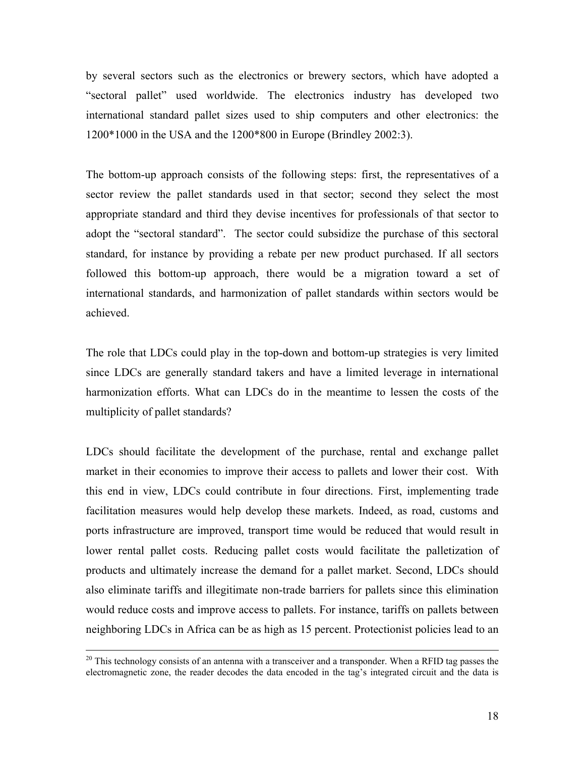by several sectors such as the electronics or brewery sectors, which have adopted a "sectoral pallet" used worldwide. The electronics industry has developed two international standard pallet sizes used to ship computers and other electronics: the 1200*1000 in the USA and the 1200*800 in Europe (Brindley 2002:3).

The bottom-up approach consists of the following steps: first, the representatives of a sector review the pallet standards used in that sector; second they select the most appropriate standard and third they devise incentives for professionals of that sector to adopt the "sectoral standard". The sector could subsidize the purchase of this sectoral standard, for instance by providing a rebate per new product purchased. If all sectors followed this bottom-up approach, there would be a migration toward a set of international standards, and harmonization of pallet standards within sectors would be achieved.

The role that LDCs could play in the top-down and bottom-up strategies is very limited since LDCs are generally standard takers and have a limited leverage in international harmonization efforts. What can LDCs do in the meantime to lessen the costs of the multiplicity of pallet standards?

LDCs should facilitate the development of the purchase, rental and exchange pallet market in their economies to improve their access to pallets and lower their cost. With this end in view, LDCs could contribute in four directions. First, implementing trade facilitation measures would help develop these markets. Indeed, as road, customs and ports infrastructure are improved, transport time would be reduced that would result in lower rental pallet costs. Reducing pallet costs would facilitate the palletization of products and ultimately increase the demand for a pallet market. Second, LDCs should also eliminate tariffs and illegitimate non-trade barriers for pallets since this elimination would reduce costs and improve access to pallets. For instance, tariffs on pallets between neighboring LDCs in Africa can be as high as 15 percent. Protectionist policies lead to an

---

[20] This technology consists of an antenna with a transceiver and a transponder. When a RFID tag passes the electromagnetic zone, the reader decodes the data encoded in the tag's integrated circuit and the data is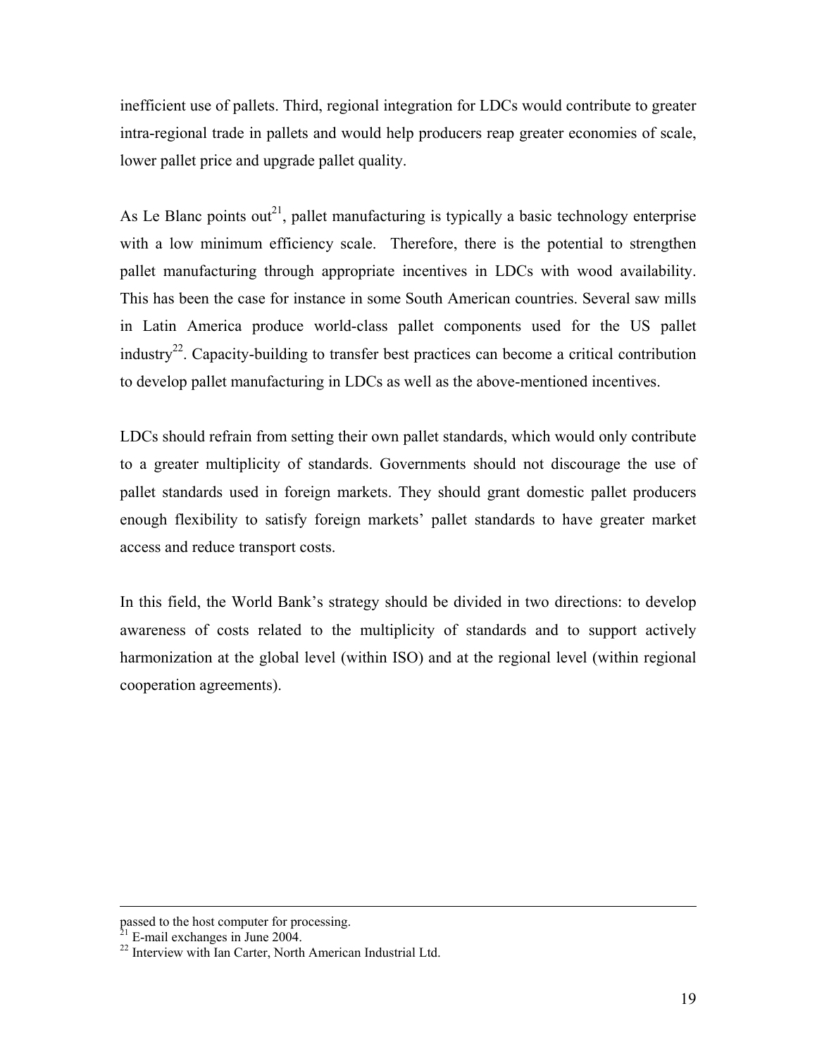inefficient use of pallets. Third, regional integration for LDCs would contribute to greater intra-regional trade in pallets and would help producers reap greater economies of scale, lower pallet price and upgrade pallet quality.

As Le Blanc points out[21], pallet manufacturing is typically a basic technology enterprise with a low minimum efficiency scale. Therefore, there is the potential to strengthen pallet manufacturing through appropriate incentives in LDCs with wood availability. This has been the case for instance in some South American countries. Several saw mills in Latin America produce world-class pallet components used for the US pallet industry[22]. Capacity-building to transfer best practices can become a critical contribution to develop pallet manufacturing in LDCs as well as the above-mentioned incentives.

LDCs should refrain from setting their own pallet standards, which would only contribute to a greater multiplicity of standards. Governments should not discourage the use of pallet standards used in foreign markets. They should grant domestic pallet producers enough flexibility to satisfy foreign markets' pallet standards to have greater market access and reduce transport costs.

In this field, the World Bank's strategy should be divided in two directions: to develop awareness of costs related to the multiplicity of standards and to support actively harmonization at the global level (within ISO) and at the regional level (within regional cooperation agreements).

---

passed to the host computer for processing.

[21] E-mail exchanges in June 2004.

[22] Interview with Ian Carter, North American Industrial Ltd.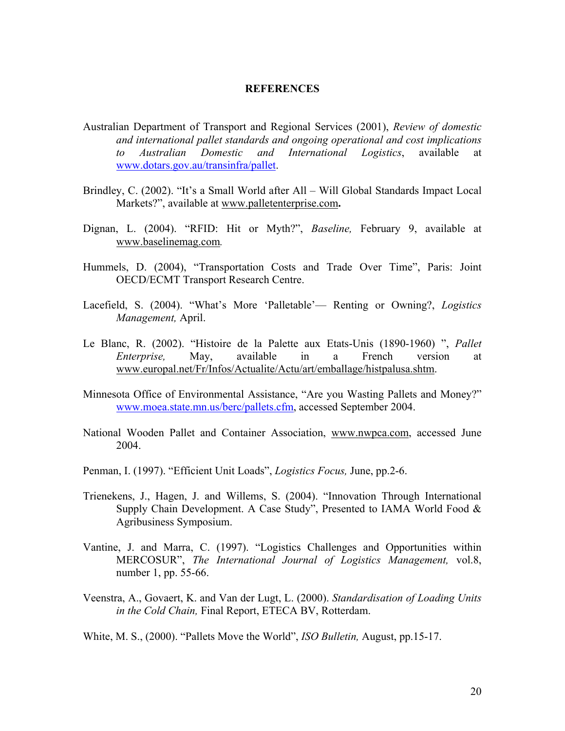**REFERENCES**

Australian Department of Transport and Regional Services (2001), *Review of domestic and international pallet standards and ongoing operational and cost implications to Australian Domestic and International Logistics*, available at www.dotars.gov.au/transinfra/pallet.

Brindley, C. (2002). "It's a Small World after All – Will Global Standards Impact Local Markets?", available at www.palletenterprise.com**.**

Dignan, L. (2004). "RFID: Hit or Myth?", *Baseline,* February 9, available at www.baselinemag.com*.*

Hummels, D. (2004), "Transportation Costs and Trade Over Time", Paris: Joint OECD/ECMT Transport Research Centre.

Lacefield, S. (2004). "What's More 'Palletable'— Renting or Owning?, *Logistics Management,* April.

Le Blanc, R. (2002). "Histoire de la Palette aux Etats-Unis (1890-1960) ", *Pallet Enterprise,* May, available in a French version at www.europal.net/Fr/Infos/Actualite/Actu/art/emballage/histpalusa.shtm.

Minnesota Office of Environmental Assistance, "Are you Wasting Pallets and Money?" www.moea.state.mn.us/berc/pallets.cfm, accessed September 2004.

National Wooden Pallet and Container Association, www.nwpca.com, accessed June 2004.

Penman, I. (1997). "Efficient Unit Loads", *Logistics Focus,* June, pp.2-6.

Trienekens, J., Hagen, J. and Willems, S. (2004). "Innovation Through International Supply Chain Development. A Case Study", Presented to IAMA World Food & Agribusiness Symposium.

Vantine, J. and Marra, C. (1997). "Logistics Challenges and Opportunities within MERCOSUR", *The International Journal of Logistics Management,* vol.8, number 1, pp. 55-66.

Veenstra, A., Govaert, K. and Van der Lugt, L. (2000). *Standardisation of Loading Units in the Cold Chain,* Final Report, ETECA BV, Rotterdam.

White, M. S., (2000). "Pallets Move the World", *ISO Bulletin,* August, pp.15-17.